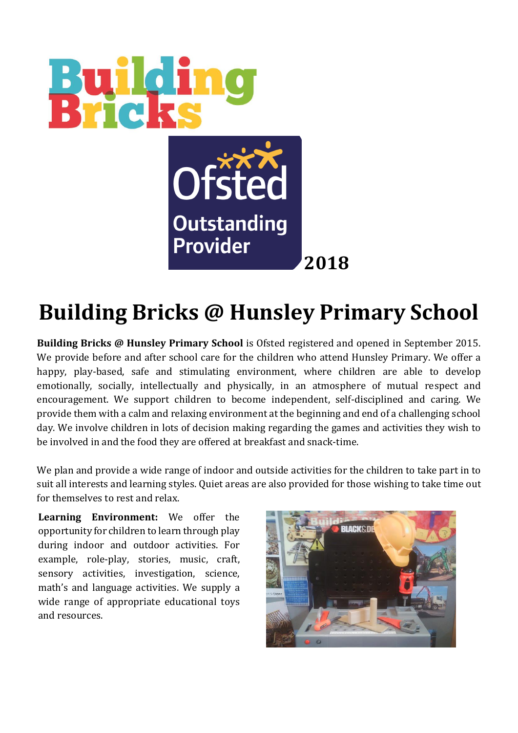Building Bricks

Ofsted Outstanding Provider 2018

# Building Bricks @ Hunsley Primary School

**Building Bricks @ Hunsley Primary School** is Ofsted registered and opened in September 2015. We provide before and after school care for the children who attend Hunsley Primary. We offer a happy, play-based, safe and stimulating environment, where children are able to develop emotionally, socially, intellectually and physically, in an atmosphere of mutual respect and encouragement. We support children to become independent, self-disciplined and caring. We provide them with a calm and relaxing environment at the beginning and end of a challenging school day. We involve children in lots of decision making regarding the games and activities they wish to be involved in and the food they are offered at breakfast and snack-time.

We plan and provide a wide range of indoor and outside activities for the children to take part in to suit all interests and learning styles. Quiet areas are also provided for those wishing to take time out for themselves to rest and relax.

**Learning Environment:** We offer the opportunity for children to learn through play during indoor and outdoor activities. For example, role-play, stories, music, craft, sensory activities, investigation, science, math's and language activities. We supply a wide range of appropriate educational toys and resources.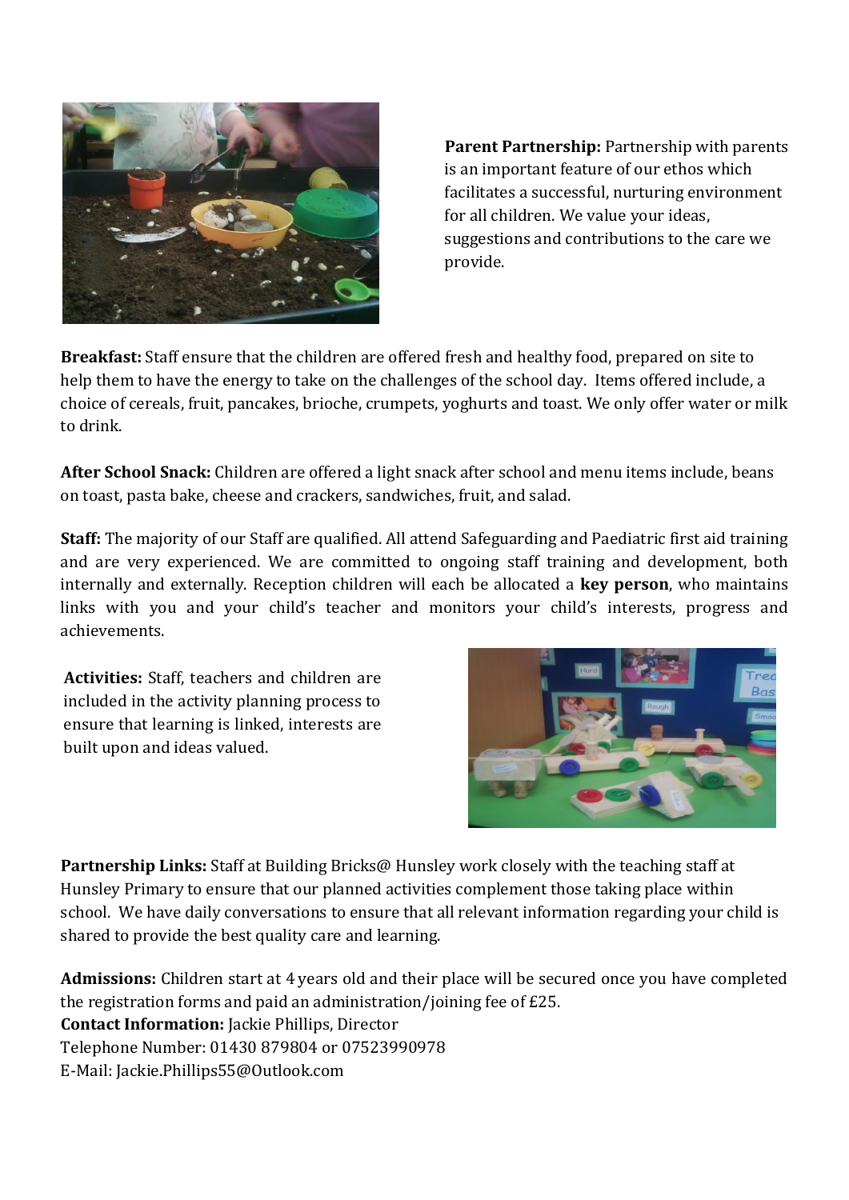**Parent Partnership:** Partnership with parents is an important feature of our ethos which facilitates a successful, nurturing environment for all children. We value your ideas, suggestions and contributions to the care we provide.

**Breakfast:** Staff ensure that the children are offered fresh and healthy food, prepared on site to help them to have the energy to take on the challenges of the school day. Items offered include, a choice of cereals, fruit, pancakes, brioche, crumpets, yoghurts and toast. We only offer water or milk to drink.

**After School Snack:** Children are offered a light snack after school and menu items include, beans on toast, pasta bake, cheese and crackers, sandwiches, fruit, and salad.

**Staff:** The majority of our Staff are qualified. All attend Safeguarding and Paediatric first aid training and are very experienced. We are committed to ongoing staff training and development, both internally and externally. Reception children will each be allocated a **key person**, who maintains links with you and your child's teacher and monitors your child's interests, progress and achievements.

**Activities:** Staff, teachers and children are included in the activity planning process to ensure that learning is linked, interests are built upon and ideas valued.

**Partnership Links:** Staff at Building Bricks@ Hunsley work closely with the teaching staff at Hunsley Primary to ensure that our planned activities complement those taking place within school. We have daily conversations to ensure that all relevant information regarding your child is shared to provide the best quality care and learning.

**Admissions:** Children start at 4 years old and their place will be secured once you have completed the registration forms and paid an administration/joining fee of £25.

**Contact Information:** Jackie Phillips, Director

Telephone Number: 01430 879804 or 07523990978

E-Mail: Jackie.Phillips55@Outlook.com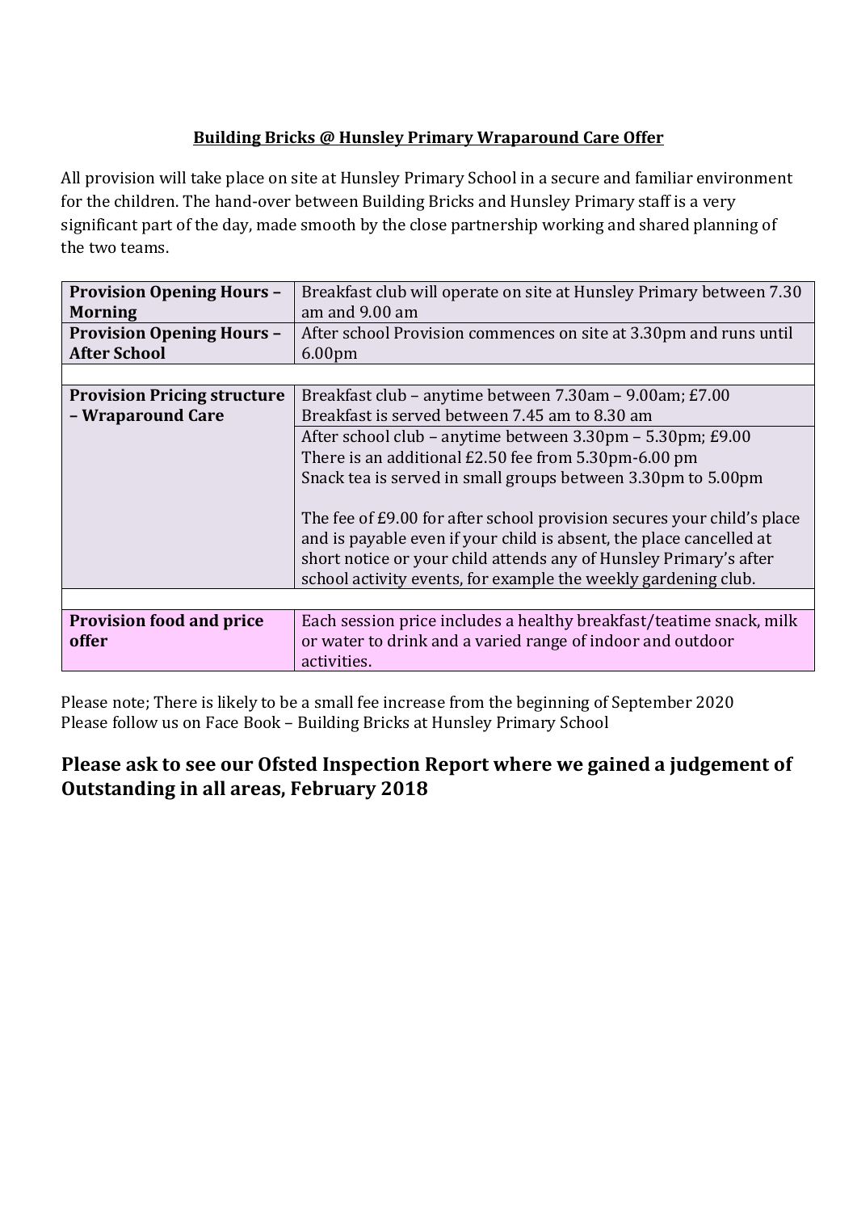**Building Bricks @ Hunsley Primary Wraparound Care Offer**

All provision will take place on site at Hunsley Primary School in a secure and familiar environment for the children. The hand-over between Building Bricks and Hunsley Primary staff is a very significant part of the day, made smooth by the close partnership working and shared planning of the two teams.

| | |
|---|---|
| **Provision Opening Hours – Morning** | Breakfast club will operate on site at Hunsley Primary between 7.30 am and 9.00 am |
| **Provision Opening Hours – After School** | After school Provision commences on site at 3.30pm and runs until 6.00pm |
| | |
| **Provision Pricing structure – Wraparound Care** | Breakfast club – anytime between 7.30am – 9.00am; £7.00<br>Breakfast is served between 7.45 am to 8.30 am |
| | After school club – anytime between 3.30pm – 5.30pm; £9.00<br>There is an additional £2.50 fee from 5.30pm-6.00 pm<br>Snack tea is served in small groups between 3.30pm to 5.00pm<br><br>The fee of £9.00 for after school provision secures your child's place and is payable even if your child is absent, the place cancelled at short notice or your child attends any of Hunsley Primary's after school activity events, for example the weekly gardening club. |
| | |
| **Provision food and price offer** | Each session price includes a healthy breakfast/teatime snack, milk or water to drink and a varied range of indoor and outdoor activities. |

Please note; There is likely to be a small fee increase from the beginning of September 2020
Please follow us on Face Book – Building Bricks at Hunsley Primary School

**Please ask to see our Ofsted Inspection Report where we gained a judgement of Outstanding in all areas, February 2018**